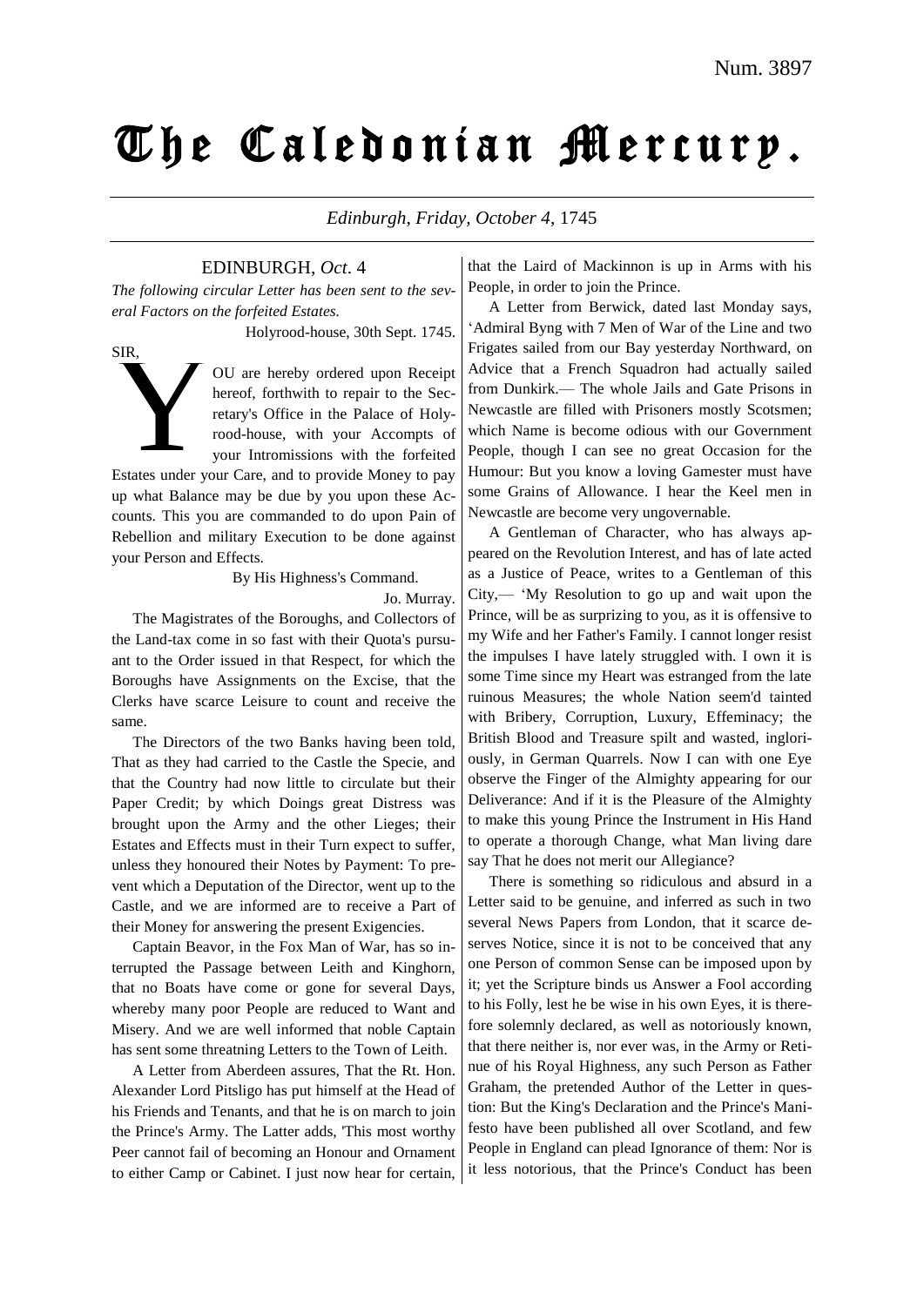Num. 3897

# The Caledonian Mercury.

*Edinburgh, Friday, October 4,* 1745

## EDINBURGH, *Oct*. 4

*The following circular Letter has been sent to the several Factors on the forfeited Estates.*

Holyrood-house, 30th Sept. 1745.

SIR,

YOU are hereby ordered upon Receipt hereof, forthwith to repair to the Secretary's Office in the Palace of Holyrood-house, with your Accompts of your Intromissions with the forfeited Estates under your Care, and to provide Money to pay up what Balance may be due by you upon these Accounts. This you are commanded to do upon Pain of Rebellion and military Execution to be done against your Person and Effects.

By His Highness's Command.

Jo. Murray.

The Magistrates of the Boroughs, and Collectors of the Land-tax come in so fast with their Quota's pursuant to the Order issued in that Respect, for which the Boroughs have Assignments on the Excise, that the Clerks have scarce Leisure to count and receive the same.

The Directors of the two Banks having been told, That as they had carried to the Castle the Specie, and that the Country had now little to circulate but their Paper Credit; by which Doings great Distress was brought upon the Army and the other Lieges; their Estates and Effects must in their Turn expect to suffer, unless they honoured their Notes by Payment: To prevent which a Deputation of the Director, went up to the Castle, and we are informed are to receive a Part of their Money for answering the present Exigencies.

Captain Beavor, in the Fox Man of War, has so interrupted the Passage between Leith and Kinghorn, that no Boats have come or gone for several Days, whereby many poor People are reduced to Want and Misery. And we are well informed that noble Captain has sent some threatning Letters to the Town of Leith.

A Letter from Aberdeen assures, That the Rt. Hon. Alexander Lord Pitsligo has put himself at the Head of his Friends and Tenants, and that he is on march to join the Prince's Army. The Latter adds, 'This most worthy Peer cannot fail of becoming an Honour and Ornament to either Camp or Cabinet. I just now hear for certain, that the Laird of Mackinnon is up in Arms with his People, in order to join the Prince.

A Letter from Berwick, dated last Monday says, 'Admiral Byng with 7 Men of War of the Line and two Frigates sailed from our Bay yesterday Northward, on Advice that a French Squadron had actually sailed from Dunkirk.— The whole Jails and Gate Prisons in Newcastle are filled with Prisoners mostly Scotsmen; which Name is become odious with our Government People, though I can see no great Occasion for the Humour: But you know a loving Gamester must have some Grains of Allowance. I hear the Keel men in Newcastle are become very ungovernable.

A Gentleman of Character, who has always appeared on the Revolution Interest, and has of late acted as a Justice of Peace, writes to a Gentleman of this City,— 'My Resolution to go up and wait upon the Prince, will be as surprizing to you, as it is offensive to my Wife and her Father's Family. I cannot longer resist the impulses I have lately struggled with. I own it is some Time since my Heart was estranged from the late ruinous Measures; the whole Nation seem'd tainted with Bribery, Corruption, Luxury, Effeminacy; the British Blood and Treasure spilt and wasted, ingloriously, in German Quarrels. Now I can with one Eye observe the Finger of the Almighty appearing for our Deliverance: And if it is the Pleasure of the Almighty to make this young Prince the Instrument in His Hand to operate a thorough Change, what Man living dare say That he does not merit our Allegiance?

There is something so ridiculous and absurd in a Letter said to be genuine, and inferred as such in two several News Papers from London, that it scarce deserves Notice, since it is not to be conceived that any one Person of common Sense can be imposed upon by it; yet the Scripture binds us Answer a Fool according to his Folly, lest he be wise in his own Eyes, it is therefore solemnly declared, as well as notoriously known, that there neither is, nor ever was, in the Army or Retinue of his Royal Highness, any such Person as Father Graham, the pretended Author of the Letter in question: But the King's Declaration and the Prince's Manifesto have been published all over Scotland, and few People in England can plead Ignorance of them: Nor is it less notorious, that the Prince's Conduct has been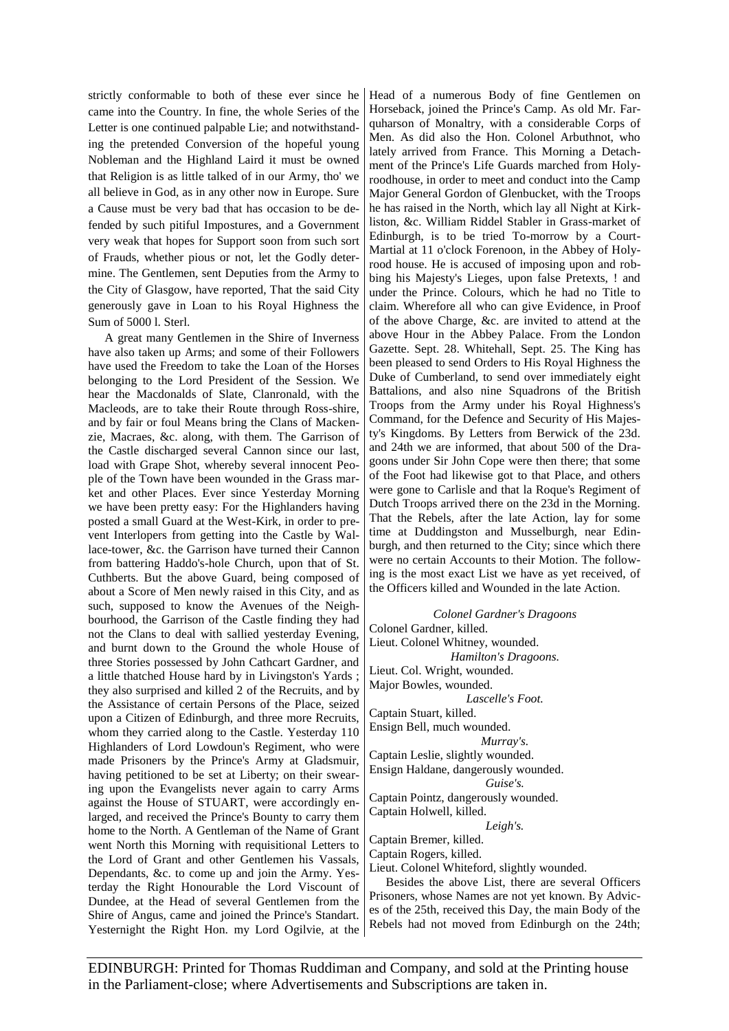strictly conformable to both of these ever since he came into the Country. In fine, the whole Series of the Letter is one continued palpable Lie; and notwithstanding the pretended Conversion of the hopeful young Nobleman and the Highland Laird it must be owned that Religion is as little talked of in our Army, tho' we all believe in God, as in any other now in Europe. Sure a Cause must be very bad that has occasion to be defended by such pitiful Impostures, and a Government very weak that hopes for Support soon from such sort of Frauds, whether pious or not, let the Godly determine. The Gentlemen, sent Deputies from the Army to the City of Glasgow, have reported, That the said City generously gave in Loan to his Royal Highness the Sum of 5000 l. Sterl.

A great many Gentlemen in the Shire of Inverness have also taken up Arms; and some of their Followers have used the Freedom to take the Loan of the Horses belonging to the Lord President of the Session. We hear the Macdonalds of Slate, Clanronald, with the Macleods, are to take their Route through Ross-shire, and by fair or foul Means bring the Clans of Mackenzie, Macraes, &c. along, with them. The Garrison of the Castle discharged several Cannon since our last, load with Grape Shot, whereby several innocent People of the Town have been wounded in the Grass market and other Places. Ever since Yesterday Morning we have been pretty easy: For the Highlanders having posted a small Guard at the West-Kirk, in order to prevent Interlopers from getting into the Castle by Wallace-tower, &c. the Garrison have turned their Cannon from battering Haddo's-hole Church, upon that of St. Cuthberts. But the above Guard, being composed of about a Score of Men newly raised in this City, and as such, supposed to know the Avenues of the Neighbourhood, the Garrison of the Castle finding they had not the Clans to deal with sallied yesterday Evening, and burnt down to the Ground the whole House of three Stories possessed by John Cathcart Gardner, and a little thatched House hard by in Livingston's Yards ; they also surprised and killed 2 of the Recruits, and by the Assistance of certain Persons of the Place, seized upon a Citizen of Edinburgh, and three more Recruits, whom they carried along to the Castle. Yesterday 110 Highlanders of Lord Lowdoun's Regiment, who were made Prisoners by the Prince's Army at Gladsmuir, having petitioned to be set at Liberty; on their swearing upon the Evangelists never again to carry Arms against the House of STUART, were accordingly enlarged, and received the Prince's Bounty to carry them home to the North. A Gentleman of the Name of Grant went North this Morning with requisitional Letters to the Lord of Grant and other Gentlemen his Vassals, Dependants, &c. to come up and join the Army. Yesterday the Right Honourable the Lord Viscount of Dundee, at the Head of several Gentlemen from the Shire of Angus, came and joined the Prince's Standart. Yesternight the Right Hon. my Lord Ogilvie, at the Head of a numerous Body of fine Gentlemen on Horseback, joined the Prince's Camp. As old Mr. Farquharson of Monaltry, with a considerable Corps of Men. As did also the Hon. Colonel Arbuthnot, who lately arrived from France. This Morning a Detachment of the Prince's Life Guards marched from Holyroodhouse, in order to meet and conduct into the Camp Major General Gordon of Glenbucket, with the Troops he has raised in the North, which lay all Night at Kirkliston, &c. William Riddel Stabler in Grass-market of Edinburgh, is to be tried To-morrow by a Court-Martial at 11 o'clock Forenoon, in the Abbey of Holyrood house. He is accused of imposing upon and robbing his Majesty's Lieges, upon false Pretexts, ! and under the Prince. Colours, which he had no Title to claim. Wherefore all who can give Evidence, in Proof of the above Charge, &c. are invited to attend at the above Hour in the Abbey Palace. From the London Gazette. Sept. 28. Whitehall, Sept. 25. The King has been pleased to send Orders to His Royal Highness the Duke of Cumberland, to send over immediately eight Battalions, and also nine Squadrons of the British Troops from the Army under his Royal Highness's Command, for the Defence and Security of His Majesty's Kingdoms. By Letters from Berwick of the 23d. and 24th we are informed, that about 500 of the Dragoons under Sir John Cope were then there; that some of the Foot had likewise got to that Place, and others were gone to Carlisle and that la Roque's Regiment of Dutch Troops arrived there on the 23d in the Morning. That the Rebels, after the late Action, lay for some time at Duddingston and Musselburgh, near Edinburgh, and then returned to the City; since which there were no certain Accounts to their Motion. The following is the most exact List we have as yet received, of the Officers killed and Wounded in the late Action.

*Colonel Gardner's Dragoons*

Colonel Gardner, killed.
Lieut. Colonel Whitney, wounded.

*Hamilton's Dragoons.*

Lieut. Col. Wright, wounded.
Major Bowles, wounded.

*Lascelle's Foot.*

Captain Stuart, killed.
Ensign Bell, much wounded.

*Murray's.*

Captain Leslie, slightly wounded.
Ensign Haldane, dangerously wounded.

*Guise's.*

Captain Pointz, dangerously wounded.
Captain Holwell, killed.

*Leigh's.*

Captain Bremer, killed.
Captain Rogers, killed.
Lieut. Colonel Whiteford, slightly wounded.

Besides the above List, there are several Officers Prisoners, whose Names are not yet known. By Advices of the 25th, received this Day, the main Body of the Rebels had not moved from Edinburgh on the 24th;

EDINBURGH: Printed for Thomas Ruddiman and Company, and sold at the Printing house in the Parliament-close; where Advertisements and Subscriptions are taken in.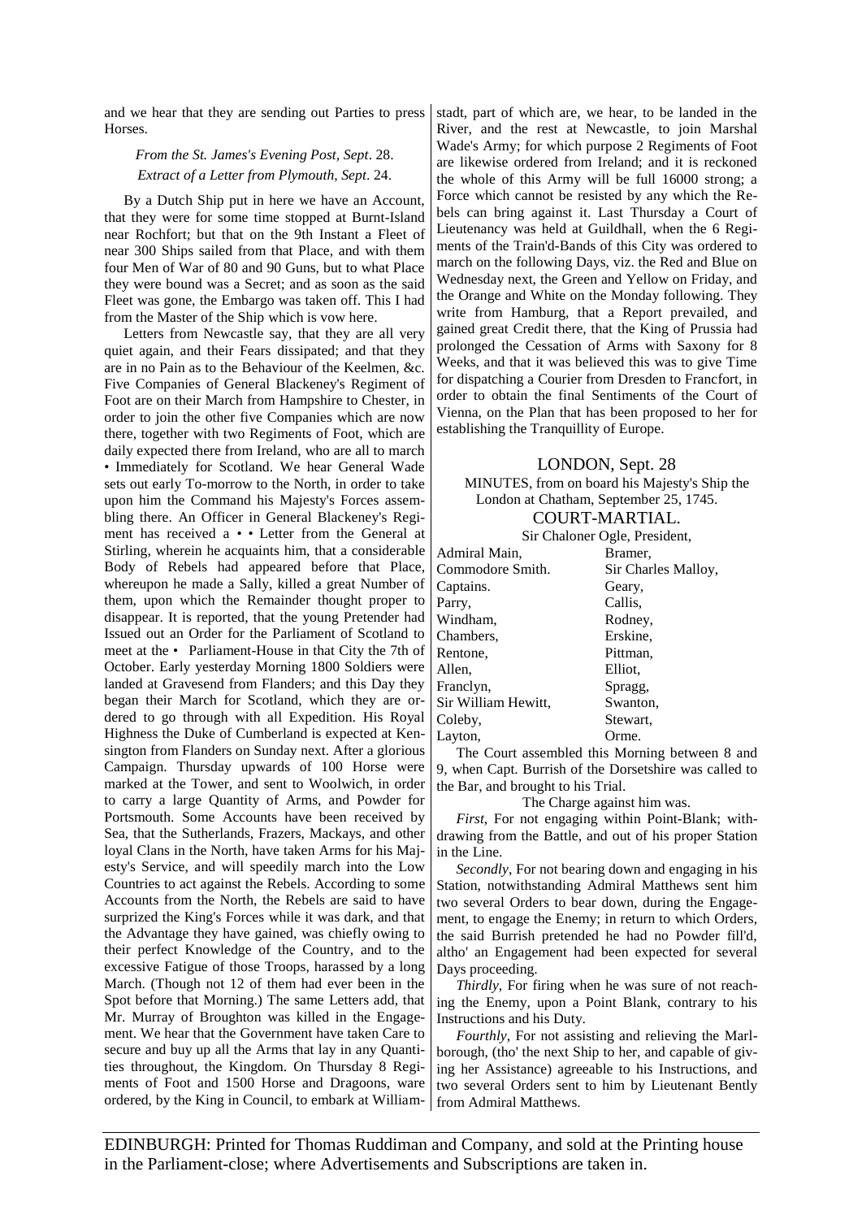and we hear that they are sending out Parties to press Horses.

*From the St. James's Evening Post, Sept*. 28.
*Extract of a Letter from Plymouth, Sept*. 24.

By a Dutch Ship put in here we have an Account, that they were for some time stopped at Burnt-Island near Rochfort; but that on the 9th Instant a Fleet of near 300 Ships sailed from that Place, and with them four Men of War of 80 and 90 Guns, but to what Place they were bound was a Secret; and as soon as the said Fleet was gone, the Embargo was taken off. This I had from the Master of the Ship which is vow here.

Letters from Newcastle say, that they are all very quiet again, and their Fears dissipated; and that they are in no Pain as to the Behaviour of the Keelmen, &c. Five Companies of General Blackeney's Regiment of Foot are on their March from Hampshire to Chester, in order to join the other five Companies which are now there, together with two Regiments of Foot, which are daily expected there from Ireland, who are all to march • Immediately for Scotland. We hear General Wade sets out early To-morrow to the North, in order to take upon him the Command his Majesty's Forces assembling there. An Officer in General Blackeney's Regiment has received a • • Letter from the General at Stirling, wherein he acquaints him, that a considerable Body of Rebels had appeared before that Place, whereupon he made a Sally, killed a great Number of them, upon which the Remainder thought proper to disappear. It is reported, that the young Pretender had Issued out an Order for the Parliament of Scotland to meet at the • Parliament-House in that City the 7th of October. Early yesterday Morning 1800 Soldiers were landed at Gravesend from Flanders; and this Day they began their March for Scotland, which they are ordered to go through with all Expedition. His Royal Highness the Duke of Cumberland is expected at Kensington from Flanders on Sunday next. After a glorious Campaign. Thursday upwards of 100 Horse were marked at the Tower, and sent to Woolwich, in order to carry a large Quantity of Arms, and Powder for Portsmouth. Some Accounts have been received by Sea, that the Sutherlands, Frazers, Mackays, and other loyal Clans in the North, have taken Arms for his Majesty's Service, and will speedily march into the Low Countries to act against the Rebels. According to some Accounts from the North, the Rebels are said to have surprized the King's Forces while it was dark, and that the Advantage they have gained, was chiefly owing to their perfect Knowledge of the Country, and to the excessive Fatigue of those Troops, harassed by a long March. (Though not 12 of them had ever been in the Spot before that Morning.) The same Letters add, that Mr. Murray of Broughton was killed in the Engagement. We hear that the Government have taken Care to secure and buy up all the Arms that lay in any Quantities throughout, the Kingdom. On Thursday 8 Regiments of Foot and 1500 Horse and Dragoons, ware ordered, by the King in Council, to embark at Williamstadt, part of which are, we hear, to be landed in the River, and the rest at Newcastle, to join Marshal Wade's Army; for which purpose 2 Regiments of Foot are likewise ordered from Ireland; and it is reckoned the whole of this Army will be full 16000 strong; a Force which cannot be resisted by any which the Rebels can bring against it. Last Thursday a Court of Lieutenancy was held at Guildhall, when the 6 Regiments of the Train'd-Bands of this City was ordered to march on the following Days, viz. the Red and Blue on Wednesday next, the Green and Yellow on Friday, and the Orange and White on the Monday following. They write from Hamburg, that a Report prevailed, and gained great Credit there, that the King of Prussia had prolonged the Cessation of Arms with Saxony for 8 Weeks, and that it was believed this was to give Time for dispatching a Courier from Dresden to Francfort, in order to obtain the final Sentiments of the Court of Vienna, on the Plan that has been proposed to her for establishing the Tranquillity of Europe.

## LONDON, Sept. 28

MINUTES, from on board his Majesty's Ship the London at Chatham, September 25, 1745.

### COURT-MARTIAL.

Sir Chaloner Ogle, President,

| | |
|---|---|
| Admiral Main, | Bramer, |
| Commodore Smith. | Sir Charles Malloy, |
| Captains. | Geary, |
| Parry, | Callis, |
| Windham, | Rodney, |
| Chambers, | Erskine, |
| Rentone, | Pittman, |
| Allen, | Elliot, |
| Franclyn, | Spragg, |
| Sir William Hewitt, | Swanton, |
| Coleby, | Stewart, |
| Layton, | Orme. |

The Court assembled this Morning between 8 and 9, when Capt. Burrish of the Dorsetshire was called to the Bar, and brought to his Trial.

The Charge against him was.

*First*, For not engaging within Point-Blank; withdrawing from the Battle, and out of his proper Station in the Line.

*Secondly*, For not bearing down and engaging in his Station, notwithstanding Admiral Matthews sent him two several Orders to bear down, during the Engagement, to engage the Enemy; in return to which Orders, the said Burrish pretended he had no Powder fill'd, altho' an Engagement had been expected for several Days proceeding.

*Thirdly*, For firing when he was sure of not reaching the Enemy, upon a Point Blank, contrary to his Instructions and his Duty.

*Fourthly*, For not assisting and relieving the Marlborough, (tho' the next Ship to her, and capable of giving her Assistance) agreeable to his Instructions, and two several Orders sent to him by Lieutenant Bently from Admiral Matthews.

EDINBURGH: Printed for Thomas Ruddiman and Company, and sold at the Printing house in the Parliament-close; where Advertisements and Subscriptions are taken in.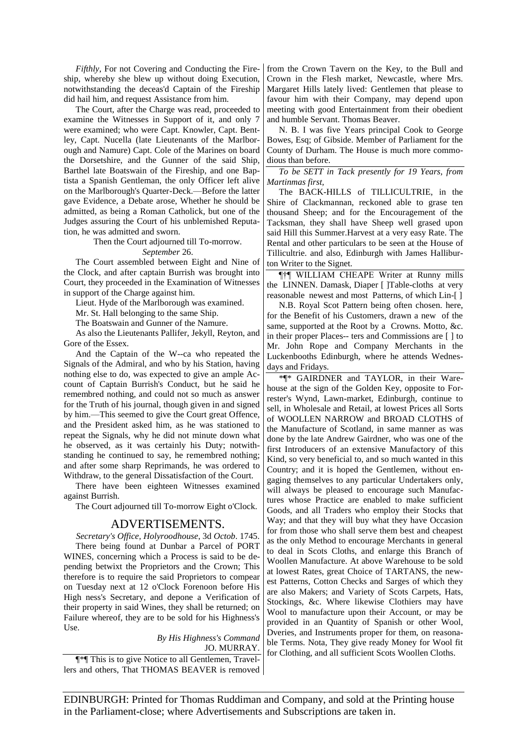*Fifthly*, For not Covering and Conducting the Fireship, whereby she blew up without doing Execution, notwithstanding the deceas'd Captain of the Fireship did hail him, and request Assistance from him.

The Court, after the Charge was read, proceeded to examine the Witnesses in Support of it, and only 7 were examined; who were Capt. Knowler, Capt. Bentley, Capt. Nucella (late Lieutenants of the Marlborough and Namure) Capt. Cole of the Marines on board the Dorsetshire, and the Gunner of the said Ship, Barthel late Boatswain of the Fireship, and one Baptista a Spanish Gentleman, the only Officer left alive on the Marlborough's Quarter-Deck.—Before the latter gave Evidence, a Debate arose, Whether he should be admitted, as being a Roman Catholick, but one of the Judges assuring the Court of his unblemished Reputation, he was admitted and sworn.

Then the Court adjourned till To-morrow.

*September* 26.

The Court assembled between Eight and Nine of the Clock, and after captain Burrish was brought into Court, they proceeded in the Examination of Witnesses in support of the Charge against him.

Lieut. Hyde of the Marlborough was examined.

Mr. St. Hall belonging to the same Ship.

The Boatswain and Gunner of the Namure.

As also the Lieutenants Pallifer, Jekyll, Reyton, and Gore of the Essex.

And the Captain of the W--ca who repeated the Signals of the Admiral, and who by his Station, having nothing else to do, was expected to give an ample Account of Captain Burrish's Conduct, but he said he remembred nothing, and could not so much as answer for the Truth of his journal, though given in and signed by him.—This seemed to give the Court great Offence, and the President asked him, as he was stationed to repeat the Signals, why he did not minute down what he observed, as it was certainly his Duty; notwithstanding he continued to say, he remembred nothing; and after some sharp Reprimands, he was ordered to Withdraw, to the general Dissatisfaction of the Court.

There have been eighteen Witnesses examined against Burrish.

The Court adjourned till To-morrow Eight o'Clock.

## ADVERTISEMENTS.

*Secretary's Office, Holyroodhouse*, 3d *Octob*. 1745.

There being found at Dunbar a Parcel of PORT WINES, concerning which a Process is said to be depending betwixt the Proprietors and the Crown; This therefore is to require the said Proprietors to compear on Tuesday next at 12 o'Clock Forenoon before His High ness's Secretary, and depone a Verification of their property in said Wines, they shall be returned; on Failure whereof, they are to be sold for his Highness's Use.

*By His Highness's Command*
JO. MURRAY.

---

¶*¶ This is to give Notice to all Gentlemen, Travellers and others, That THOMAS BEAVER is removed from the Crown Tavern on the Key, to the Bull and Crown in the Flesh market, Newcastle, where Mrs. Margaret Hills lately lived: Gentlemen that please to favour him with their Company, may depend upon meeting with good Entertainment from their obedient and humble Servant. Thomas Beaver.

N. B. I was five Years principal Cook to George Bowes, Esq; of Gibside. Member of Parliament for the County of Durham. The House is much more commodious than before.

---

*To be SETT in Tack presently for 19 Years, from Martinmas first,*

The BACK-HILLS of TILLICULTRIE, in the Shire of Clackmannan, reckoned able to grase ten thousand Sheep; and for the Encouragement of the Tacksman, they shall have Sheep well grased upon said Hill this Summer.Harvest at a very easy Rate. The Rental and other particulars to be seen at the House of Tillicultrie. and also, Edinburgh with James Halliburton Writer to the Signet.

---

¶†¶ WILLIAM CHEAPE Writer at Runny mills the LINNEN. Damask, Diaper [ ]Table-cloths at very reasonable newest and most Patterns, of which Lin-[ ]

N.B. Royal Scot Pattern being often chosen. here, for the Benefit of his Customers, drawn a new of the same, supported at the Root by a Crowns. Motto, &c. in their proper Places-- ters and Commissions are [ ] to Mr. John Rope and Company Merchants in the Luckenbooths Edinburgh, where he attends Wednesdays and Fridays.

---

*¶* GAIRDNER and TAYLOR, in their Warehouse at the sign of the Golden Key, opposite to Forrester's Wynd, Lawn-market, Edinburgh, continue to sell, in Wholesale and Retail, at lowest Prices all Sorts of WOOLLEN NARROW and BROAD CLOTHS of the Manufacture of Scotland, in same manner as was done by the late Andrew Gairdner, who was one of the first Introducers of an extensive Manufactory of this Kind, so very beneficial to, and so much wanted in this Country; and it is hoped the Gentlemen, without engaging themselves to any particular Undertakers only, will always be pleased to encourage such Manufactures whose Practice are enabled to make sufficient Goods, and all Traders who employ their Stocks that Way; and that they will buy what they have Occasion for from those who shall serve them best and cheapest as the only Method to encourage Merchants in general to deal in Scots Cloths, and enlarge this Branch of Woollen Manufacture. At above Warehouse to be sold at lowest Rates, great Choice of TARTANS, the newest Patterns, Cotton Checks and Sarges of which they are also Makers; and Variety of Scots Carpets, Hats, Stockings, &c. Where likewise Clothiers may have Wool to manufacture upon their Account, or may be provided in an Quantity of Spanish or other Wool, Dveries, and Instruments proper for them, on reasonable Terms. Nota, They give ready Money for Wool fit for Clothing, and all sufficient Scots Woollen Cloths.

---

EDINBURGH: Printed for Thomas Ruddiman and Company, and sold at the Printing house in the Parliament-close; where Advertisements and Subscriptions are taken in.